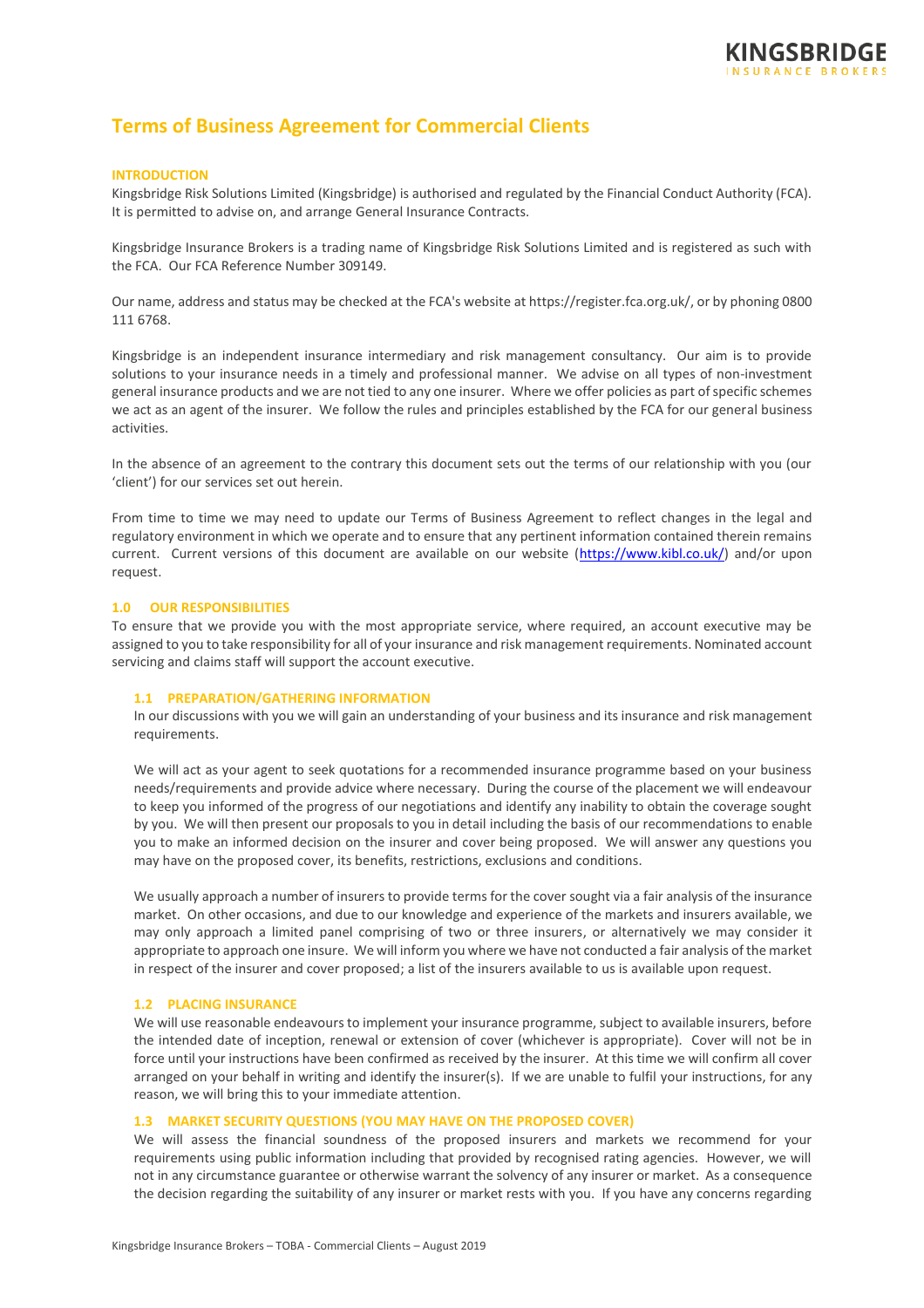# Terms of Business Agreement for Commercial Clients

## INTRODUCTION

Kingsbridge Risk Solutions Limited (Kingsbridge) is authorised and regulated by the Financial Conduct Authority (FCA). It is permitted to advise on, and arrange General Insurance Contracts.

Kingsbridge Insurance Brokers is a trading name of Kingsbridge Risk Solutions Limited and is registered as such with the FCA. Our FCA Reference Number 309149.

Our name, address and status may be checked at the FCA's website at https://register.fca.org.uk/, or by phoning 0800 111 6768.

Kingsbridge is an independent insurance intermediary and risk management consultancy. Our aim is to provide solutions to your insurance needs in a timely and professional manner. We advise on all types of non-investment general insurance products and we are not tied to any one insurer. Where we offer policies as part of specific schemes we act as an agent of the insurer. We follow the rules and principles established by the FCA for our general business activities.

In the absence of an agreement to the contrary this document sets out the terms of our relationship with you (our 'client') for our services set out herein.

From time to time we may need to update our Terms of Business Agreement to reflect changes in the legal and regulatory environment in which we operate and to ensure that any pertinent information contained therein remains current. Current versions of this document are available on our website (https://www.kibl.co.uk/) and/or upon request.

## 1.0 OUR RESPONSIBILITIES

To ensure that we provide you with the most appropriate service, where required, an account executive may be assigned to you to take responsibility for all of your insurance and risk management requirements. Nominated account servicing and claims staff will support the account executive.

### 1.1 PREPARATION/GATHERING INFORMATION

In our discussions with you we will gain an understanding of your business and its insurance and risk management requirements.

We will act as your agent to seek quotations for a recommended insurance programme based on your business needs/requirements and provide advice where necessary. During the course of the placement we will endeavour to keep you informed of the progress of our negotiations and identify any inability to obtain the coverage sought by you. We will then present our proposals to you in detail including the basis of our recommendations to enable you to make an informed decision on the insurer and cover being proposed. We will answer any questions you may have on the proposed cover, its benefits, restrictions, exclusions and conditions.

We usually approach a number of insurers to provide terms for the cover sought via a fair analysis of the insurance market. On other occasions, and due to our knowledge and experience of the markets and insurers available, we may only approach a limited panel comprising of two or three insurers, or alternatively we may consider it appropriate to approach one insure. We will inform you where we have not conducted a fair analysis of the market in respect of the insurer and cover proposed; a list of the insurers available to us is available upon request.

### 1.2 PLACING INSURANCE

We will use reasonable endeavours to implement your insurance programme, subject to available insurers, before the intended date of inception, renewal or extension of cover (whichever is appropriate). Cover will not be in force until your instructions have been confirmed as received by the insurer. At this time we will confirm all cover arranged on your behalf in writing and identify the insurer(s). If we are unable to fulfil your instructions, for any reason, we will bring this to your immediate attention.

### 1.3 MARKET SECURITY QUESTIONS (YOU MAY HAVE ON THE PROPOSED COVER)

We will assess the financial soundness of the proposed insurers and markets we recommend for your requirements using public information including that provided by recognised rating agencies. However, we will not in any circumstance guarantee or otherwise warrant the solvency of any insurer or market. As a consequence the decision regarding the suitability of any insurer or market rests with you. If you have any concerns regarding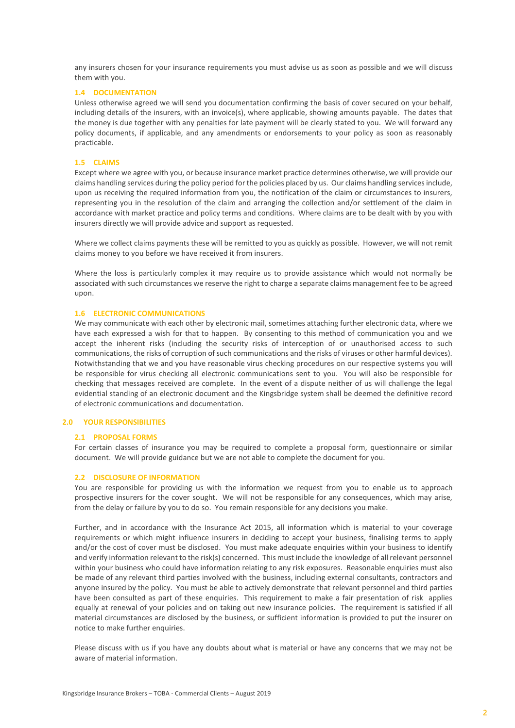any insurers chosen for your insurance requirements you must advise us as soon as possible and we will discuss them with you.

### 1.4 DOCUMENTATION

Unless otherwise agreed we will send you documentation confirming the basis of cover secured on your behalf, including details of the insurers, with an invoice(s), where applicable, showing amounts payable. The dates that the money is due together with any penalties for late payment will be clearly stated to you. We will forward any policy documents, if applicable, and any amendments or endorsements to your policy as soon as reasonably practicable.

### 1.5 CLAIMS

Except where we agree with you, or because insurance market practice determines otherwise, we will provide our claims handling services during the policy period for the policies placed by us. Our claims handling services include, upon us receiving the required information from you, the notification of the claim or circumstances to insurers, representing you in the resolution of the claim and arranging the collection and/or settlement of the claim in accordance with market practice and policy terms and conditions. Where claims are to be dealt with by you with insurers directly we will provide advice and support as requested.

Where we collect claims payments these will be remitted to you as quickly as possible. However, we will not remit claims money to you before we have received it from insurers.

Where the loss is particularly complex it may require us to provide assistance which would not normally be associated with such circumstances we reserve the right to charge a separate claims management fee to be agreed upon.

### 1.6 ELECTRONIC COMMUNICATIONS

We may communicate with each other by electronic mail, sometimes attaching further electronic data, where we have each expressed a wish for that to happen. By consenting to this method of communication you and we accept the inherent risks (including the security risks of interception of or unauthorised access to such communications, the risks of corruption of such communications and the risks of viruses or other harmful devices). Notwithstanding that we and you have reasonable virus checking procedures on our respective systems you will be responsible for virus checking all electronic communications sent to you. You will also be responsible for checking that messages received are complete. In the event of a dispute neither of us will challenge the legal evidential standing of an electronic document and the Kingsbridge system shall be deemed the definitive record of electronic communications and documentation.

## 2.0 YOUR RESPONSIBILITIES

### 2.1 PROPOSAL FORMS

For certain classes of insurance you may be required to complete a proposal form, questionnaire or similar document. We will provide guidance but we are not able to complete the document for you.

### 2.2 DISCLOSURE OF INFORMATION

You are responsible for providing us with the information we request from you to enable us to approach prospective insurers for the cover sought. We will not be responsible for any consequences, which may arise, from the delay or failure by you to do so. You remain responsible for any decisions you make.

Further, and in accordance with the Insurance Act 2015, all information which is material to your coverage requirements or which might influence insurers in deciding to accept your business, finalising terms to apply and/or the cost of cover must be disclosed. You must make adequate enquiries within your business to identify and verify information relevant to the risk(s) concerned. This must include the knowledge of all relevant personnel within your business who could have information relating to any risk exposures. Reasonable enquiries must also be made of any relevant third parties involved with the business, including external consultants, contractors and anyone insured by the policy. You must be able to actively demonstrate that relevant personnel and third parties have been consulted as part of these enquiries. This requirement to make a fair presentation of risk applies equally at renewal of your policies and on taking out new insurance policies. The requirement is satisfied if all material circumstances are disclosed by the business, or sufficient information is provided to put the insurer on notice to make further enquiries.

Please discuss with us if you have any doubts about what is material or have any concerns that we may not be aware of material information.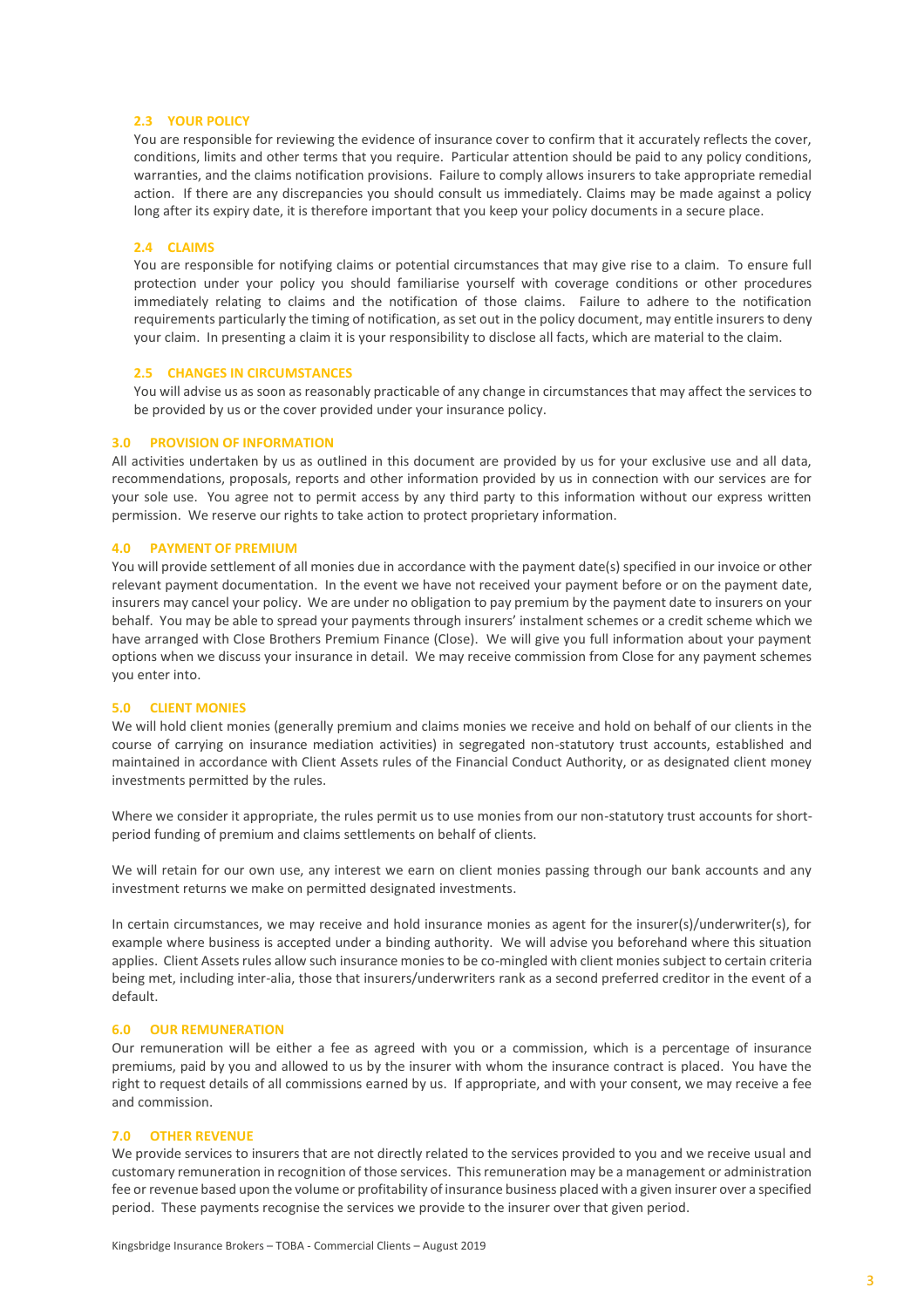### 2.3 YOUR POLICY

You are responsible for reviewing the evidence of insurance cover to confirm that it accurately reflects the cover, conditions, limits and other terms that you require. Particular attention should be paid to any policy conditions, warranties, and the claims notification provisions. Failure to comply allows insurers to take appropriate remedial action. If there are any discrepancies you should consult us immediately. Claims may be made against a policy long after its expiry date, it is therefore important that you keep your policy documents in a secure place.

### 2.4 CLAIMS

You are responsible for notifying claims or potential circumstances that may give rise to a claim. To ensure full protection under your policy you should familiarise yourself with coverage conditions or other procedures immediately relating to claims and the notification of those claims. Failure to adhere to the notification requirements particularly the timing of notification, as set out in the policy document, may entitle insurers to deny your claim. In presenting a claim it is your responsibility to disclose all facts, which are material to the claim.

### 2.5 CHANGES IN CIRCUMSTANCES

You will advise us as soon as reasonably practicable of any change in circumstances that may affect the services to be provided by us or the cover provided under your insurance policy.

## 3.0 PROVISION OF INFORMATION

All activities undertaken by us as outlined in this document are provided by us for your exclusive use and all data, recommendations, proposals, reports and other information provided by us in connection with our services are for your sole use. You agree not to permit access by any third party to this information without our express written permission. We reserve our rights to take action to protect proprietary information.

## 4.0 PAYMENT OF PREMIUM

You will provide settlement of all monies due in accordance with the payment date(s) specified in our invoice or other relevant payment documentation. In the event we have not received your payment before or on the payment date, insurers may cancel your policy. We are under no obligation to pay premium by the payment date to insurers on your behalf. You may be able to spread your payments through insurers' instalment schemes or a credit scheme which we have arranged with Close Brothers Premium Finance (Close). We will give you full information about your payment options when we discuss your insurance in detail. We may receive commission from Close for any payment schemes you enter into.

## 5.0 CLIENT MONIES

We will hold client monies (generally premium and claims monies we receive and hold on behalf of our clients in the course of carrying on insurance mediation activities) in segregated non-statutory trust accounts, established and maintained in accordance with Client Assets rules of the Financial Conduct Authority, or as designated client money investments permitted by the rules.

Where we consider it appropriate, the rules permit us to use monies from our non-statutory trust accounts for short-period funding of premium and claims settlements on behalf of clients.

We will retain for our own use, any interest we earn on client monies passing through our bank accounts and any investment returns we make on permitted designated investments.

In certain circumstances, we may receive and hold insurance monies as agent for the insurer(s)/underwriter(s), for example where business is accepted under a binding authority. We will advise you beforehand where this situation applies. Client Assets rules allow such insurance monies to be co-mingled with client monies subject to certain criteria being met, including inter-alia, those that insurers/underwriters rank as a second preferred creditor in the event of a default.

## 6.0 OUR REMUNERATION

Our remuneration will be either a fee as agreed with you or a commission, which is a percentage of insurance premiums, paid by you and allowed to us by the insurer with whom the insurance contract is placed. You have the right to request details of all commissions earned by us. If appropriate, and with your consent, we may receive a fee and commission.

## 7.0 OTHER REVENUE

We provide services to insurers that are not directly related to the services provided to you and we receive usual and customary remuneration in recognition of those services. This remuneration may be a management or administration fee or revenue based upon the volume or profitability of insurance business placed with a given insurer over a specified period. These payments recognise the services we provide to the insurer over that given period.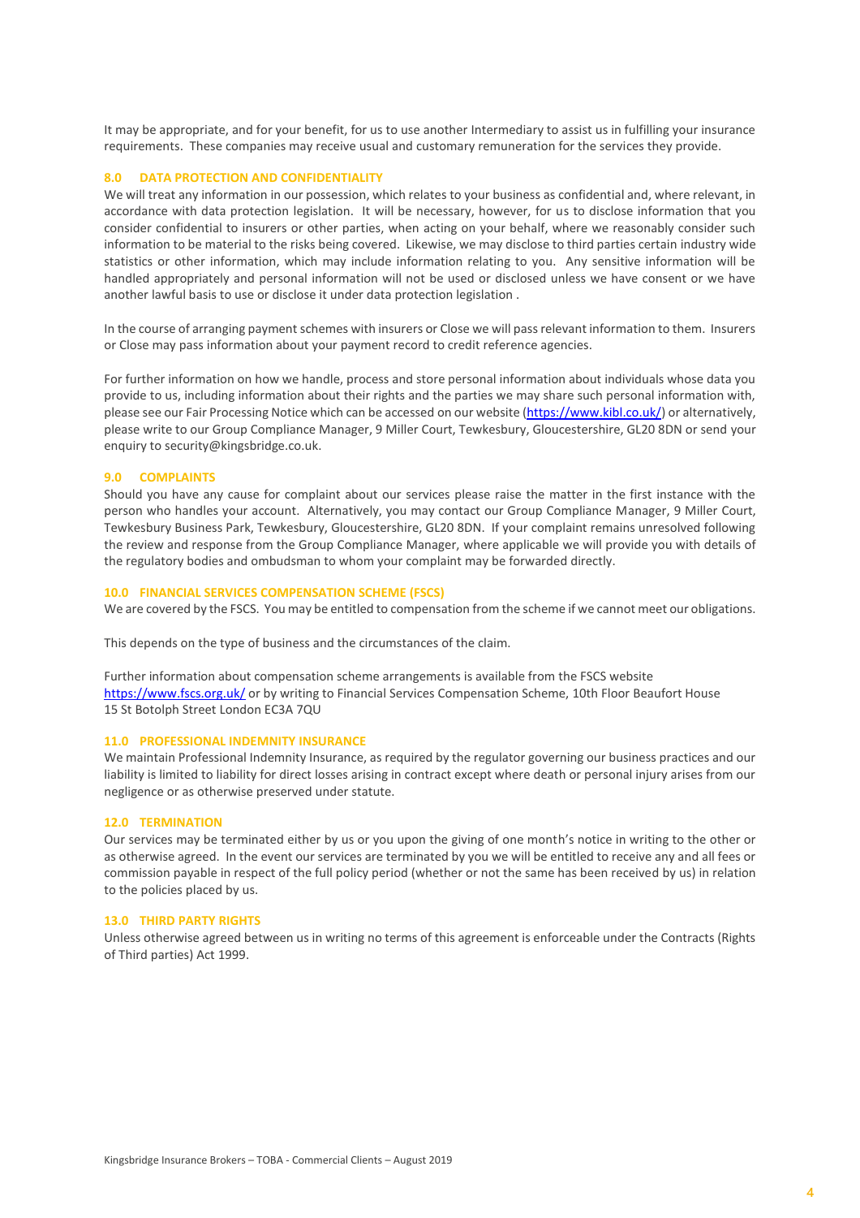It may be appropriate, and for your benefit, for us to use another Intermediary to assist us in fulfilling your insurance requirements. These companies may receive usual and customary remuneration for the services they provide.

## 8.0 DATA PROTECTION AND CONFIDENTIALITY

We will treat any information in our possession, which relates to your business as confidential and, where relevant, in accordance with data protection legislation. It will be necessary, however, for us to disclose information that you consider confidential to insurers or other parties, when acting on your behalf, where we reasonably consider such information to be material to the risks being covered. Likewise, we may disclose to third parties certain industry wide statistics or other information, which may include information relating to you. Any sensitive information will be handled appropriately and personal information will not be used or disclosed unless we have consent or we have another lawful basis to use or disclose it under data protection legislation .

In the course of arranging payment schemes with insurers or Close we will pass relevant information to them. Insurers or Close may pass information about your payment record to credit reference agencies.

For further information on how we handle, process and store personal information about individuals whose data you provide to us, including information about their rights and the parties we may share such personal information with, please see our Fair Processing Notice which can be accessed on our website (https://www.kibl.co.uk/) or alternatively, please write to our Group Compliance Manager, 9 Miller Court, Tewkesbury, Gloucestershire, GL20 8DN or send your enquiry to security@kingsbridge.co.uk.

## 9.0 COMPLAINTS

Should you have any cause for complaint about our services please raise the matter in the first instance with the person who handles your account. Alternatively, you may contact our Group Compliance Manager, 9 Miller Court, Tewkesbury Business Park, Tewkesbury, Gloucestershire, GL20 8DN. If your complaint remains unresolved following the review and response from the Group Compliance Manager, where applicable we will provide you with details of the regulatory bodies and ombudsman to whom your complaint may be forwarded directly.

## 10.0 FINANCIAL SERVICES COMPENSATION SCHEME (FSCS)

We are covered by the FSCS. You may be entitled to compensation from the scheme if we cannot meet our obligations.

This depends on the type of business and the circumstances of the claim.

Further information about compensation scheme arrangements is available from the FSCS website https://www.fscs.org.uk/ or by writing to Financial Services Compensation Scheme, 10th Floor Beaufort House 15 St Botolph Street London EC3A 7QU

## 11.0 PROFESSIONAL INDEMNITY INSURANCE

We maintain Professional Indemnity Insurance, as required by the regulator governing our business practices and our liability is limited to liability for direct losses arising in contract except where death or personal injury arises from our negligence or as otherwise preserved under statute.

## 12.0 TERMINATION

Our services may be terminated either by us or you upon the giving of one month's notice in writing to the other or as otherwise agreed. In the event our services are terminated by you we will be entitled to receive any and all fees or commission payable in respect of the full policy period (whether or not the same has been received by us) in relation to the policies placed by us.

## 13.0 THIRD PARTY RIGHTS

Unless otherwise agreed between us in writing no terms of this agreement is enforceable under the Contracts (Rights of Third parties) Act 1999.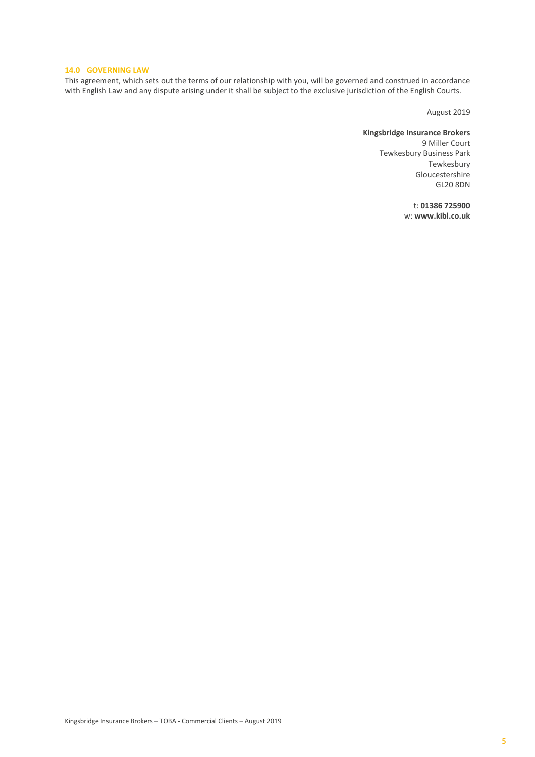### 14.0 GOVERNING LAW

This agreement, which sets out the terms of our relationship with you, will be governed and construed in accordance with English Law and any dispute arising under it shall be subject to the exclusive jurisdiction of the English Courts.

August 2019

**Kingsbridge Insurance Brokers**
9 Miller Court
Tewkesbury Business Park
Tewkesbury
Gloucestershire
GL20 8DN

t: **01386 725900**
w: **www.kibl.co.uk**